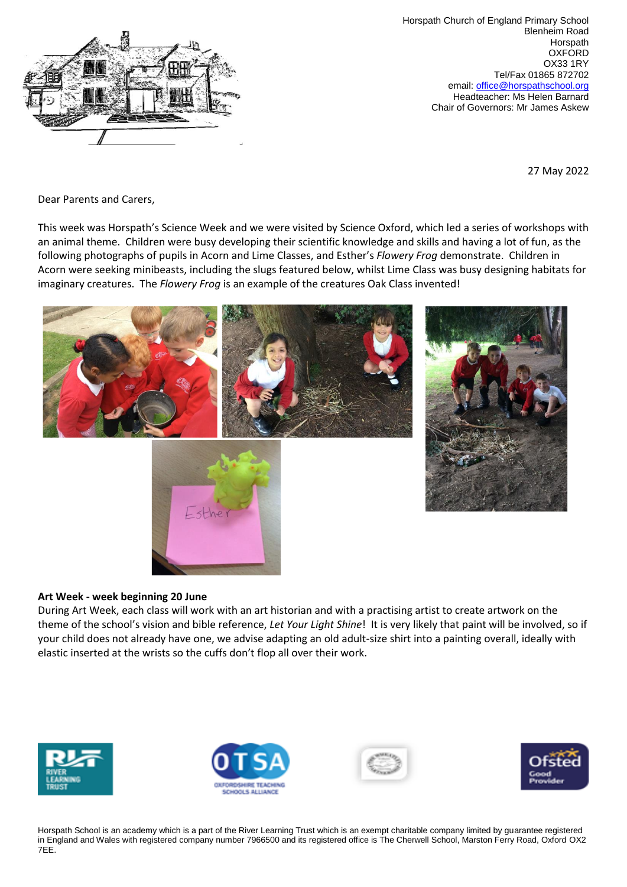Horspath Church of England Primary School
Blenheim Road
Horspath
OXFORD
OX33 1RY
Tel/Fax 01865 872702
email: office@horspathschool.org
Headteacher: Ms Helen Barnard
Chair of Governors: Mr James Askew

27 May 2022

Dear Parents and Carers,

This week was Horspath's Science Week and we were visited by Science Oxford, which led a series of workshops with an animal theme. Children were busy developing their scientific knowledge and skills and having a lot of fun, as the following photographs of pupils in Acorn and Lime Classes, and Esther's *Flowery Frog* demonstrate. Children in Acorn were seeking minibeasts, including the slugs featured below, whilst Lime Class was busy designing habitats for imaginary creatures. The *Flowery Frog* is an example of the creatures Oak Class invented!

**Art Week - week beginning 20 June**

During Art Week, each class will work with an art historian and with a practising artist to create artwork on the theme of the school's vision and bible reference, *Let Your Light Shine*! It is very likely that paint will be involved, so if your child does not already have one, we advise adapting an old adult-size shirt into a painting overall, ideally with elastic inserted at the wrists so the cuffs don't flop all over their work.

Horspath School is an academy which is a part of the River Learning Trust which is an exempt charitable company limited by guarantee registered in England and Wales with registered company number 7966500 and its registered office is The Cherwell School, Marston Ferry Road, Oxford OX2 7EE.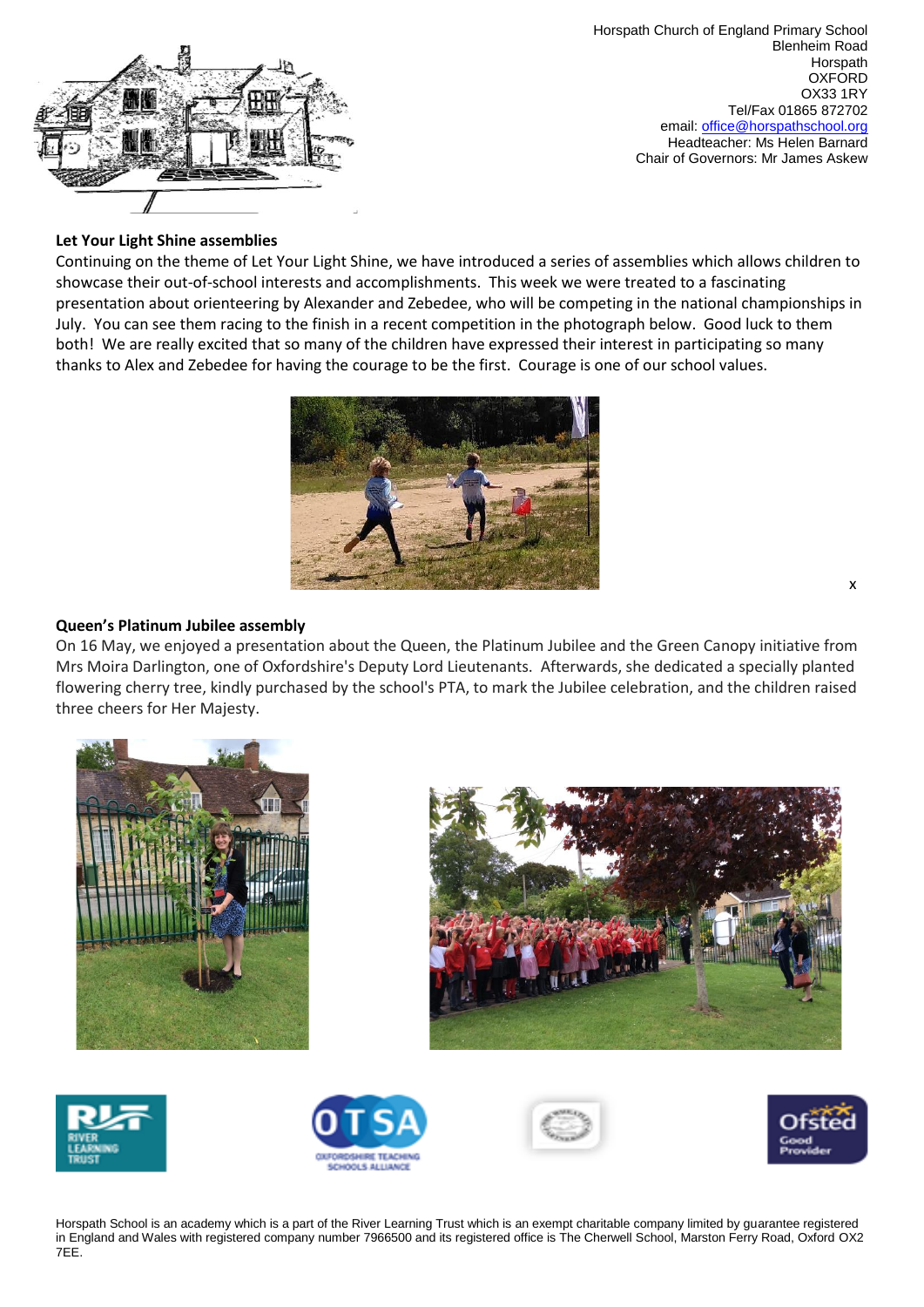Horspath Church of England Primary School
Blenheim Road
Horspath
OXFORD
OX33 1RY
Tel/Fax 01865 872702
email: office@horspathschool.org
Headteacher: Ms Helen Barnard
Chair of Governors: Mr James Askew

**Let Your Light Shine assemblies**

Continuing on the theme of Let Your Light Shine, we have introduced a series of assemblies which allows children to showcase their out-of-school interests and accomplishments. This week we were treated to a fascinating presentation about orienteering by Alexander and Zebedee, who will be competing in the national championships in July. You can see them racing to the finish in a recent competition in the photograph below. Good luck to them both! We are really excited that so many of the children have expressed their interest in participating so many thanks to Alex and Zebedee for having the courage to be the first. Courage is one of our school values.

x

**Queen's Platinum Jubilee assembly**

On 16 May, we enjoyed a presentation about the Queen, the Platinum Jubilee and the Green Canopy initiative from Mrs Moira Darlington, one of Oxfordshire's Deputy Lord Lieutenants. Afterwards, she dedicated a specially planted flowering cherry tree, kindly purchased by the school's PTA, to mark the Jubilee celebration, and the children raised three cheers for Her Majesty.

Horspath School is an academy which is a part of the River Learning Trust which is an exempt charitable company limited by guarantee registered in England and Wales with registered company number 7966500 and its registered office is The Cherwell School, Marston Ferry Road, Oxford OX2 7EE.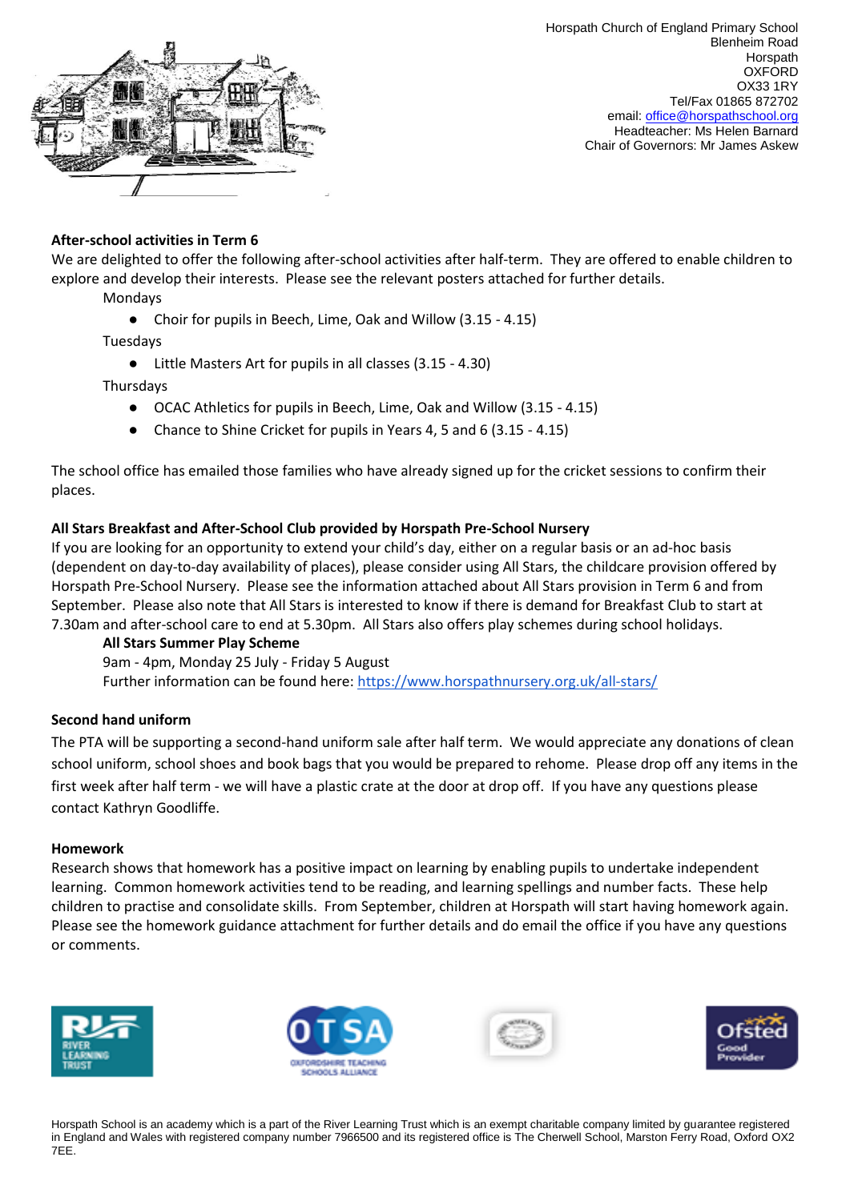Horspath Church of England Primary School
Blenheim Road
Horspath
OXFORD
OX33 1RY
Tel/Fax 01865 872702
email: office@horspathschool.org
Headteacher: Ms Helen Barnard
Chair of Governors: Mr James Askew

**After-school activities in Term 6**

We are delighted to offer the following after-school activities after half-term. They are offered to enable children to explore and develop their interests. Please see the relevant posters attached for further details.

Mondays

- Choir for pupils in Beech, Lime, Oak and Willow (3.15 - 4.15)

Tuesdays

- Little Masters Art for pupils in all classes (3.15 - 4.30)

Thursdays

- OCAC Athletics for pupils in Beech, Lime, Oak and Willow (3.15 - 4.15)
- Chance to Shine Cricket for pupils in Years 4, 5 and 6 (3.15 - 4.15)

The school office has emailed those families who have already signed up for the cricket sessions to confirm their places.

**All Stars Breakfast and After-School Club provided by Horspath Pre-School Nursery**

If you are looking for an opportunity to extend your child's day, either on a regular basis or an ad-hoc basis (dependent on day-to-day availability of places), please consider using All Stars, the childcare provision offered by Horspath Pre-School Nursery. Please see the information attached about All Stars provision in Term 6 and from September. Please also note that All Stars is interested to know if there is demand for Breakfast Club to start at 7.30am and after-school care to end at 5.30pm. All Stars also offers play schemes during school holidays.

**All Stars Summer Play Scheme**
9am - 4pm, Monday 25 July - Friday 5 August
Further information can be found here: https://www.horspathnursery.org.uk/all-stars/

**Second hand uniform**

The PTA will be supporting a second-hand uniform sale after half term. We would appreciate any donations of clean school uniform, school shoes and book bags that you would be prepared to rehome. Please drop off any items in the first week after half term - we will have a plastic crate at the door at drop off. If you have any questions please contact Kathryn Goodliffe.

**Homework**

Research shows that homework has a positive impact on learning by enabling pupils to undertake independent learning. Common homework activities tend to be reading, and learning spellings and number facts. These help children to practise and consolidate skills. From September, children at Horspath will start having homework again. Please see the homework guidance attachment for further details and do email the office if you have any questions or comments.

Horspath School is an academy which is a part of the River Learning Trust which is an exempt charitable company limited by guarantee registered in England and Wales with registered company number 7966500 and its registered office is The Cherwell School, Marston Ferry Road, Oxford OX2 7EE.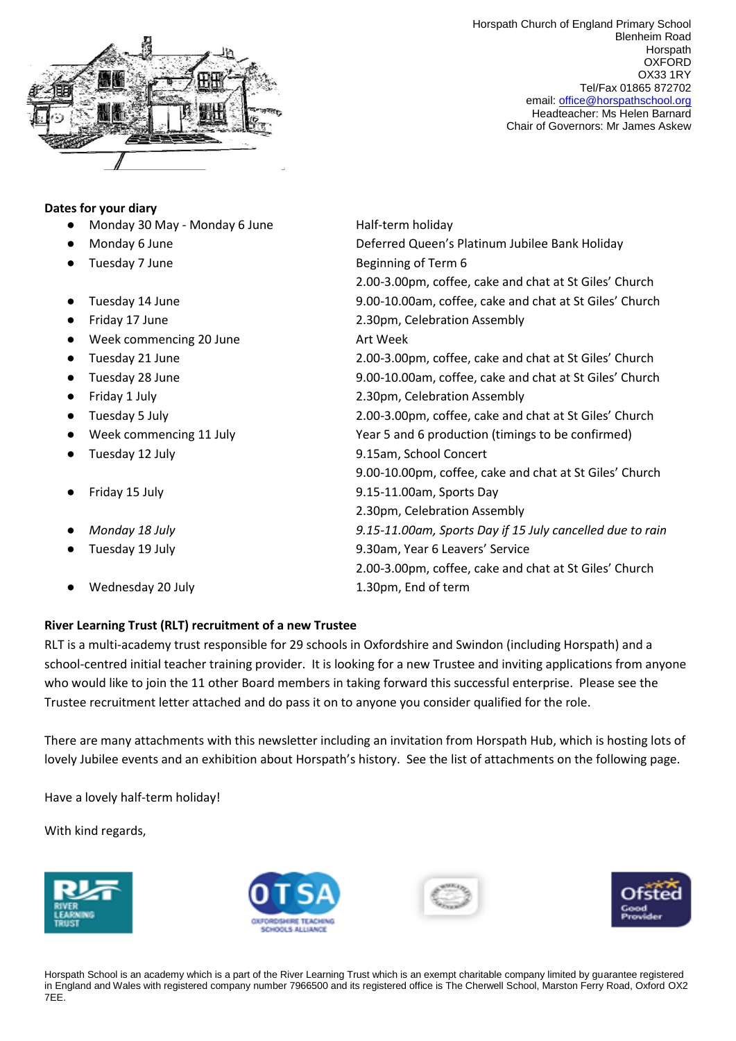Horspath Church of England Primary School
Blenheim Road
Horspath
OXFORD
OX33 1RY
Tel/Fax 01865 872702
email: office@horspathschool.org
Headteacher: Ms Helen Barnard
Chair of Governors: Mr James Askew

**Dates for your diary**

| | |
|---|---|
| Monday 30 May - Monday 6 June | Half-term holiday |
| Monday 6 June | Deferred Queen's Platinum Jubilee Bank Holiday |
| Tuesday 7 June | Beginning of Term 6 |
| | 2.00-3.00pm, coffee, cake and chat at St Giles' Church |
| Tuesday 14 June | 9.00-10.00am, coffee, cake and chat at St Giles' Church |
| Friday 17 June | 2.30pm, Celebration Assembly |
| Week commencing 20 June | Art Week |
| Tuesday 21 June | 2.00-3.00pm, coffee, cake and chat at St Giles' Church |
| Tuesday 28 June | 9.00-10.00am, coffee, cake and chat at St Giles' Church |
| Friday 1 July | 2.30pm, Celebration Assembly |
| Tuesday 5 July | 2.00-3.00pm, coffee, cake and chat at St Giles' Church |
| Week commencing 11 July | Year 5 and 6 production (timings to be confirmed) |
| Tuesday 12 July | 9.15am, School Concert |
| | 9.00-10.00pm, coffee, cake and chat at St Giles' Church |
| Friday 15 July | 9.15-11.00am, Sports Day |
| | 2.30pm, Celebration Assembly |
| *Monday 18 July* | *9.15-11.00am, Sports Day if 15 July cancelled due to rain* |
| Tuesday 19 July | 9.30am, Year 6 Leavers' Service |
| | 2.00-3.00pm, coffee, cake and chat at St Giles' Church |
| Wednesday 20 July | 1.30pm, End of term |

**River Learning Trust (RLT) recruitment of a new Trustee**

RLT is a multi-academy trust responsible for 29 schools in Oxfordshire and Swindon (including Horspath) and a school-centred initial teacher training provider. It is looking for a new Trustee and inviting applications from anyone who would like to join the 11 other Board members in taking forward this successful enterprise. Please see the Trustee recruitment letter attached and do pass it on to anyone you consider qualified for the role.

There are many attachments with this newsletter including an invitation from Horspath Hub, which is hosting lots of lovely Jubilee events and an exhibition about Horspath's history. See the list of attachments on the following page.

Have a lovely half-term holiday!

With kind regards,

Horspath School is an academy which is a part of the River Learning Trust which is an exempt charitable company limited by guarantee registered in England and Wales with registered company number 7966500 and its registered office is The Cherwell School, Marston Ferry Road, Oxford OX2 7EE.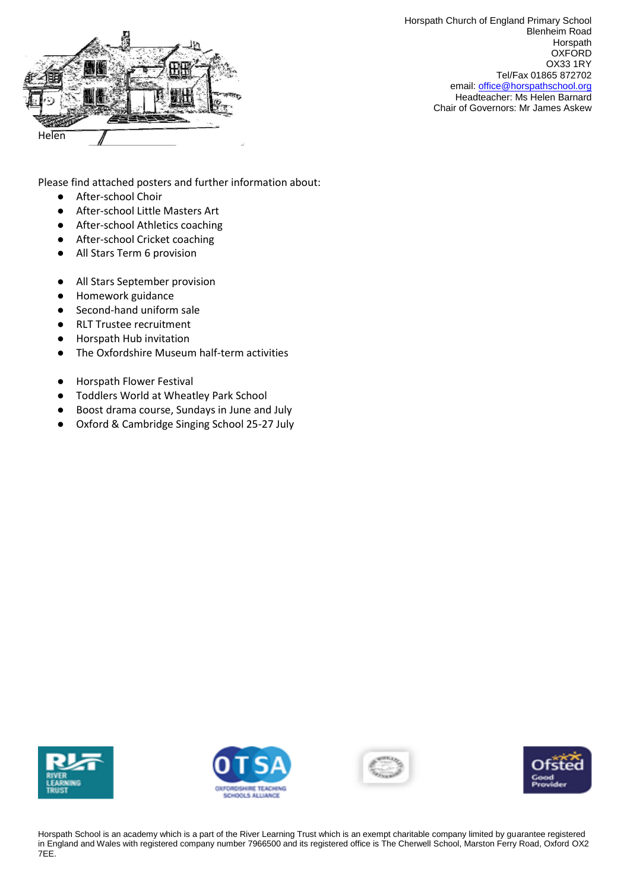Horspath Church of England Primary School
Blenheim Road
Horspath
OXFORD
OX33 1RY
Tel/Fax 01865 872702
email: office@horspathschool.org
Headteacher: Ms Helen Barnard
Chair of Governors: Mr James Askew

Helen

Please find attached posters and further information about:

- After-school Choir
- After-school Little Masters Art
- After-school Athletics coaching
- After-school Cricket coaching
- All Stars Term 6 provision

- All Stars September provision
- Homework guidance
- Second-hand uniform sale
- RLT Trustee recruitment
- Horspath Hub invitation
- The Oxfordshire Museum half-term activities

- Horspath Flower Festival
- Toddlers World at Wheatley Park School
- Boost drama course, Sundays in June and July
- Oxford & Cambridge Singing School 25-27 July

Horspath School is an academy which is a part of the River Learning Trust which is an exempt charitable company limited by guarantee registered in England and Wales with registered company number 7966500 and its registered office is The Cherwell School, Marston Ferry Road, Oxford OX2 7EE.